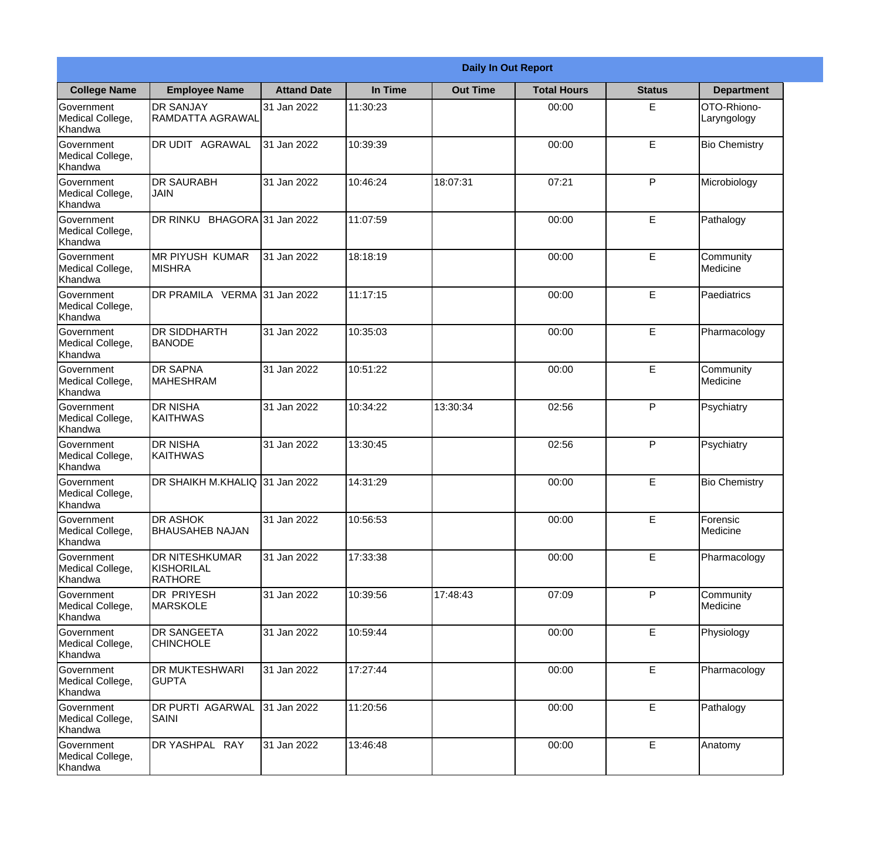| Daily In Out Report | | | | | | | |
|---|---|---|---|---|---|---|---|
| **College Name** | **Employee Name** | **Attand Date** | **In Time** | **Out Time** | **Total Hours** | **Status** | **Department** |
| Government Medical College, Khandwa | DR SANJAY RAMDATTA AGRAWAL | 31 Jan 2022 | 11:30:23 | | 00:00 | E | OTO-Rhiono-Laryngology |
| Government Medical College, Khandwa | DR UDIT AGRAWAL | 31 Jan 2022 | 10:39:39 | | 00:00 | E | Bio Chemistry |
| Government Medical College, Khandwa | DR SAURABH JAIN | 31 Jan 2022 | 10:46:24 | 18:07:31 | 07:21 | P | Microbiology |
| Government Medical College, Khandwa | DR RINKU BHAGORA | 31 Jan 2022 | 11:07:59 | | 00:00 | E | Pathalogy |
| Government Medical College, Khandwa | MR PIYUSH KUMAR MISHRA | 31 Jan 2022 | 18:18:19 | | 00:00 | E | Community Medicine |
| Government Medical College, Khandwa | DR PRAMILA VERMA | 31 Jan 2022 | 11:17:15 | | 00:00 | E | Paediatrics |
| Government Medical College, Khandwa | DR SIDDHARTH BANODE | 31 Jan 2022 | 10:35:03 | | 00:00 | E | Pharmacology |
| Government Medical College, Khandwa | DR SAPNA MAHESHRAM | 31 Jan 2022 | 10:51:22 | | 00:00 | E | Community Medicine |
| Government Medical College, Khandwa | DR NISHA KAITHWAS | 31 Jan 2022 | 10:34:22 | 13:30:34 | 02:56 | P | Psychiatry |
| Government Medical College, Khandwa | DR NISHA KAITHWAS | 31 Jan 2022 | 13:30:45 | | 02:56 | P | Psychiatry |
| Government Medical College, Khandwa | DR SHAIKH M.KHALIQ | 31 Jan 2022 | 14:31:29 | | 00:00 | E | Bio Chemistry |
| Government Medical College, Khandwa | DR ASHOK BHAUSAHEB NAJAN | 31 Jan 2022 | 10:56:53 | | 00:00 | E | Forensic Medicine |
| Government Medical College, Khandwa | DR NITESHKUMAR KISHORILAL RATHORE | 31 Jan 2022 | 17:33:38 | | 00:00 | E | Pharmacology |
| Government Medical College, Khandwa | DR PRIYESH MARSKOLE | 31 Jan 2022 | 10:39:56 | 17:48:43 | 07:09 | P | Community Medicine |
| Government Medical College, Khandwa | DR SANGEETA CHINCHOLE | 31 Jan 2022 | 10:59:44 | | 00:00 | E | Physiology |
| Government Medical College, Khandwa | DR MUKTESHWARI GUPTA | 31 Jan 2022 | 17:27:44 | | 00:00 | E | Pharmacology |
| Government Medical College, Khandwa | DR PURTI AGARWAL SAINI | 31 Jan 2022 | 11:20:56 | | 00:00 | E | Pathalogy |
| Government Medical College, Khandwa | DR YASHPAL RAY | 31 Jan 2022 | 13:46:48 | | 00:00 | E | Anatomy |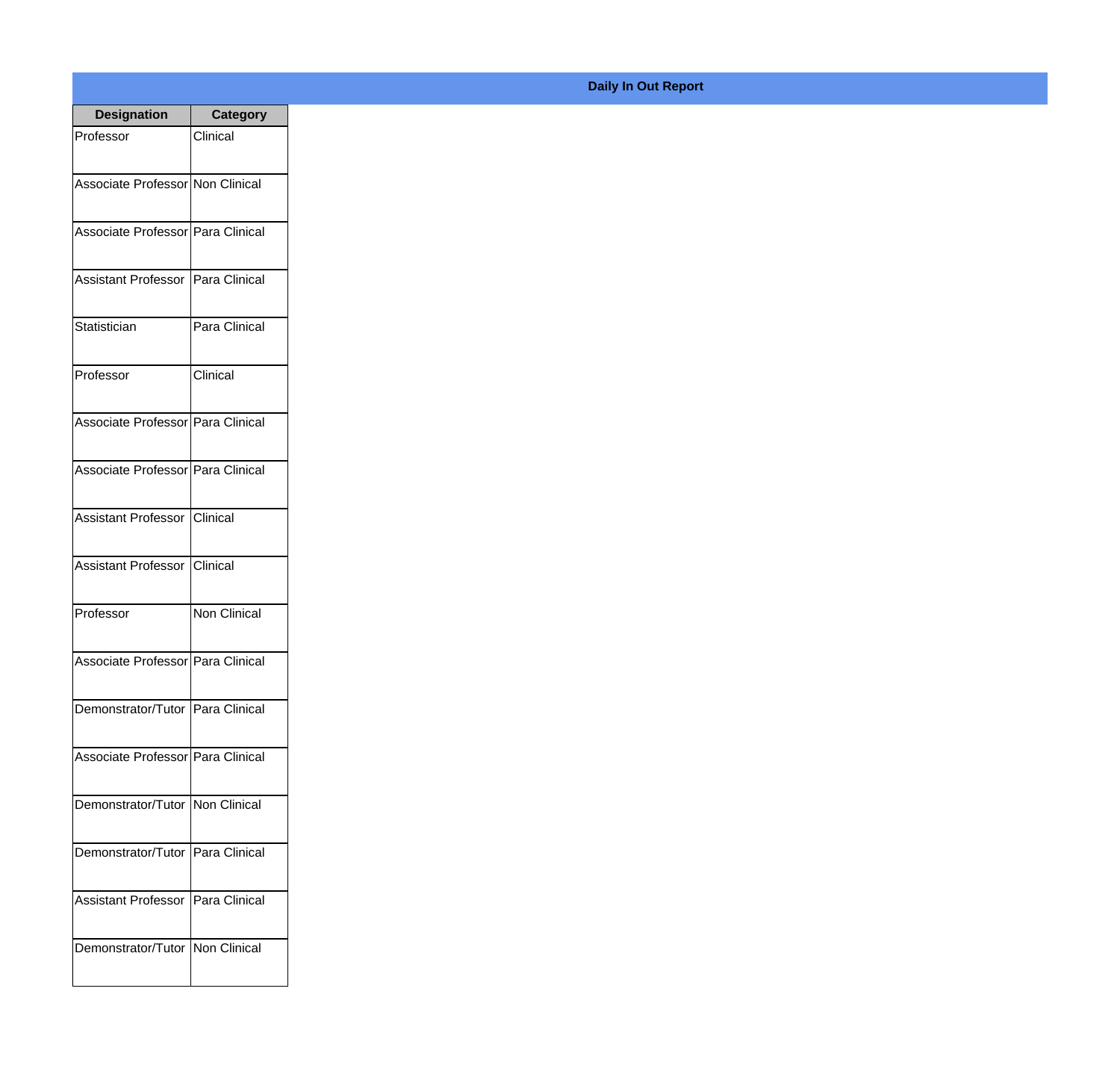**Daily In Out Report**

| Designation | Category |
| --- | --- |
| Professor | Clinical |
| Associate Professor | Non Clinical |
| Associate Professor | Para Clinical |
| Assistant Professor | Para Clinical |
| Statistician | Para Clinical |
| Professor | Clinical |
| Associate Professor | Para Clinical |
| Associate Professor | Para Clinical |
| Assistant Professor | Clinical |
| Assistant Professor | Clinical |
| Professor | Non Clinical |
| Associate Professor | Para Clinical |
| Demonstrator/Tutor | Para Clinical |
| Associate Professor | Para Clinical |
| Demonstrator/Tutor | Non Clinical |
| Demonstrator/Tutor | Para Clinical |
| Assistant Professor | Para Clinical |
| Demonstrator/Tutor | Non Clinical |